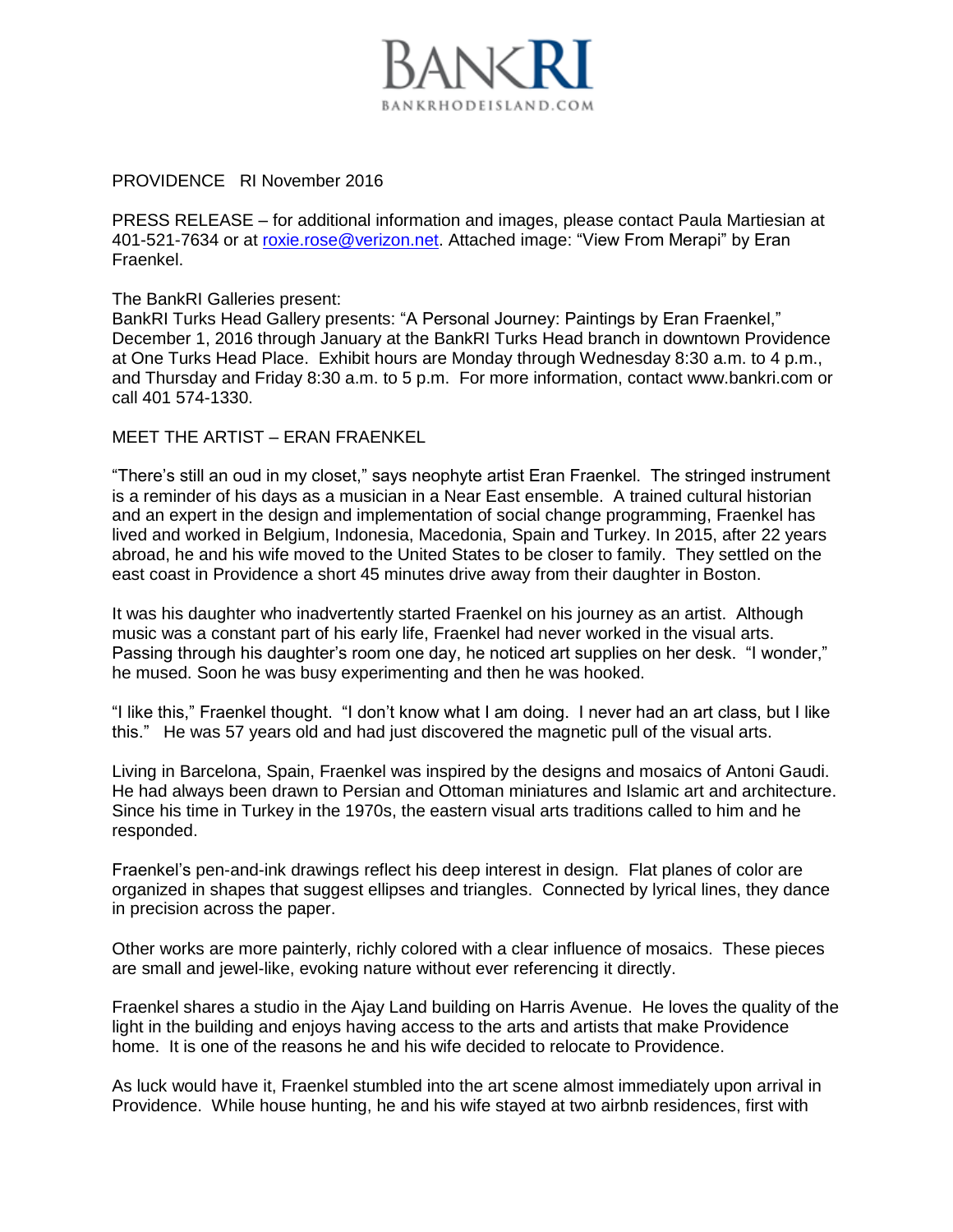BANKRI
BANKRHODEISLAND.COM

PROVIDENCE RI November 2016

PRESS RELEASE – for additional information and images, please contact Paula Martiesian at 401-521-7634 or at roxie.rose@verizon.net. Attached image: "View From Merapi" by Eran Fraenkel.

The BankRI Galleries present:
BankRI Turks Head Gallery presents: "A Personal Journey: Paintings by Eran Fraenkel," December 1, 2016 through January at the BankRI Turks Head branch in downtown Providence at One Turks Head Place. Exhibit hours are Monday through Wednesday 8:30 a.m. to 4 p.m., and Thursday and Friday 8:30 a.m. to 5 p.m. For more information, contact www.bankri.com or call 401 574-1330.

MEET THE ARTIST – ERAN FRAENKEL

"There's still an oud in my closet," says neophyte artist Eran Fraenkel. The stringed instrument is a reminder of his days as a musician in a Near East ensemble. A trained cultural historian and an expert in the design and implementation of social change programming, Fraenkel has lived and worked in Belgium, Indonesia, Macedonia, Spain and Turkey. In 2015, after 22 years abroad, he and his wife moved to the United States to be closer to family. They settled on the east coast in Providence a short 45 minutes drive away from their daughter in Boston.

It was his daughter who inadvertently started Fraenkel on his journey as an artist. Although music was a constant part of his early life, Fraenkel had never worked in the visual arts. Passing through his daughter's room one day, he noticed art supplies on her desk. "I wonder," he mused. Soon he was busy experimenting and then he was hooked.

"I like this," Fraenkel thought. "I don't know what I am doing. I never had an art class, but I like this." He was 57 years old and had just discovered the magnetic pull of the visual arts.

Living in Barcelona, Spain, Fraenkel was inspired by the designs and mosaics of Antoni Gaudi. He had always been drawn to Persian and Ottoman miniatures and Islamic art and architecture. Since his time in Turkey in the 1970s, the eastern visual arts traditions called to him and he responded.

Fraenkel's pen-and-ink drawings reflect his deep interest in design. Flat planes of color are organized in shapes that suggest ellipses and triangles. Connected by lyrical lines, they dance in precision across the paper.

Other works are more painterly, richly colored with a clear influence of mosaics. These pieces are small and jewel-like, evoking nature without ever referencing it directly.

Fraenkel shares a studio in the Ajay Land building on Harris Avenue. He loves the quality of the light in the building and enjoys having access to the arts and artists that make Providence home. It is one of the reasons he and his wife decided to relocate to Providence.

As luck would have it, Fraenkel stumbled into the art scene almost immediately upon arrival in Providence. While house hunting, he and his wife stayed at two airbnb residences, first with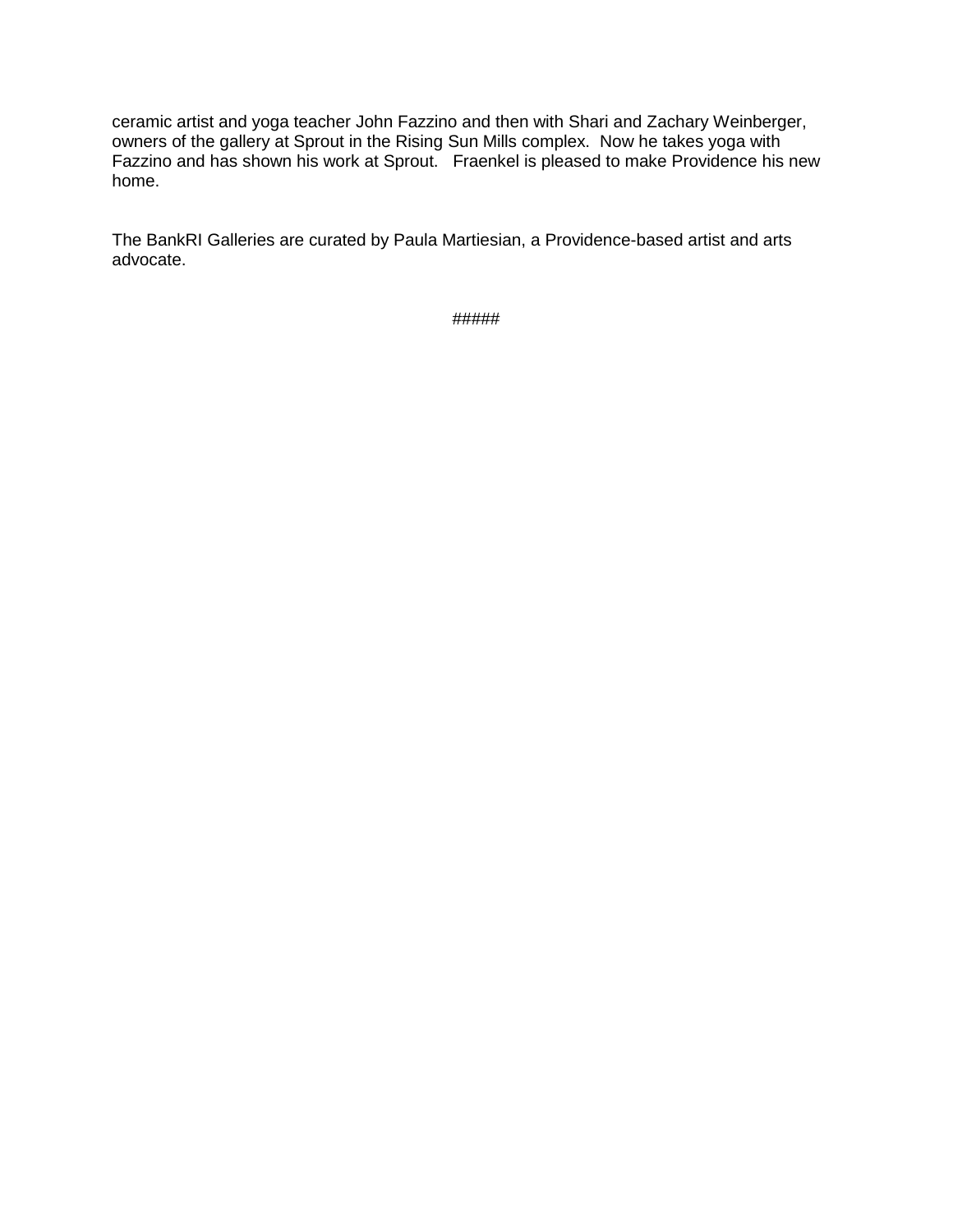ceramic artist and yoga teacher John Fazzino and then with Shari and Zachary Weinberger, owners of the gallery at Sprout in the Rising Sun Mills complex. Now he takes yoga with Fazzino and has shown his work at Sprout. Fraenkel is pleased to make Providence his new home.

The BankRI Galleries are curated by Paula Martiesian, a Providence-based artist and arts advocate.

#####